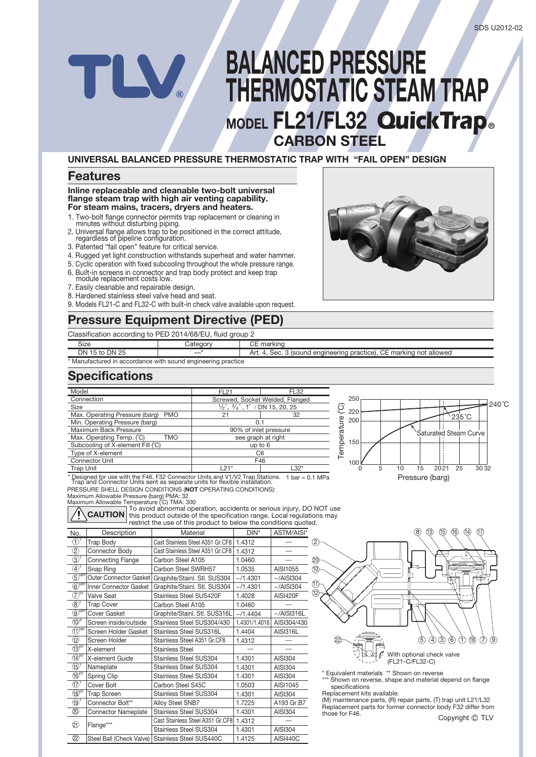# BALANCED PRESSURE THERMOSTATIC STEAM TRAP

## MODEL FL21/FL32 QuickTrap®

## CARBON STEEL

### UNIVERSAL BALANCED PRESSURE THERMOSTATIC TRAP WITH "FAIL OPEN" DESIGN

## Features

**Inline replaceable and cleanable two-bolt universal flange steam trap with high air venting capability. For steam mains, tracers, dryers and heaters.**

1. Two-bolt flange connector permits trap replacement or cleaning in minutes without disturbing piping.
2. Universal flange allows trap to be positioned in the correct attitude, regardless of pipeline configuration.
3. Patented "fail open" feature for critical service.
4. Rugged yet light construction withstands superheat and water hammer.
5. Cyclic operation with fixed subcooling throughout the whole pressure range.
6. Built-in screens in connector and trap body protect and keep trap module replacement costs low.
7. Easily cleanable and repairable design.
8. Hardened stainless steel valve head and seat.
9. Models FL21-C and FL32-C with built-in check valve available upon request.

## Pressure Equipment Directive (PED)

Classification according to PED 2014/68/EU, fluid group 2

| Size | Category | CE marking |
|---|---|---|
| DN 15 to DN 25 | —* | Art. 4, Sec. 3 (sound engineering practice), CE marking not allowed |

\* Manufactured in accordance with sound engineering practice

## Specifications

| Model | FL21 | FL32 |
|---|---|---|
| Connection | Screwed, Socket Welded, Flanged | |
| Size | ½", ¾", 1" / DN 15, 20, 25 | |
| Max. Operating Pressure (barg) PMO | 21 | 32 |
| Min. Operating Pressure (barg) | 0.1 | |
| Maximum Back Pressure | 90% of inlet pressure | |
| Max. Operating Temp. (°C) TMO | see graph at right | |
| Subcooling of X-element Fill (°C) | up to 6 | |
| Type of X-element | C6 | |
| Connector Unit | F46 | |
| Trap Unit | L21* | L32* |

\* Designed for use with the F46, F32 Connector Units and V1/V2 Trap Stations. Trap and Connector Units sent as separate units for flexible installation. 1 bar = 0.1 MPa

Graph: Temperature (°C) vs Pressure (barg) — Saturated Steam Curve; 235°C at 21 barg, 240°C at 32 barg.

PRESSURE SHELL DESIGN CONDITIONS (**NOT** OPERATING CONDITIONS):
Maximum Allowable Pressure (barg) PMA: 32
Maximum Allowable Temperature (°C) TMA: 300

**CAUTION** To avoid abnormal operation, accidents or serious injury, DO NOT use this product outside of the specification range. Local regulations may restrict the use of this product to below the conditions quoted.

| No. | Description | Material | DIN* | ASTM/AISI* |
|---|---|---|---|---|
| ① T | Trap Body | Cast Stainless Steel A351 Gr.CF8 | 1.4312 | — |
| ② | Connector Body | Cast Stainless Steel A351 Gr.CF8 | 1.4312 | — |
| ③ T | Connecting Flange | Carbon Steel A105 | 1.0460 | — |
| ④ T | Snap Ring | Carbon Steel SWRH57 | 1.0535 | AISI1055 |
| ⑤ MR | Outer Connector Gasket | Graphite/Stainl. Stl. SUS304 | –/1.4301 | –/AISI304 |
| ⑥ MRT | Inner Connector Gasket | Graphite/Stainl. Stl. SUS304 | –/1.4301 | –/AISI304 |
| ⑦ RT | Valve Seat | Stainless Steel SUS420F | 1.4028 | AISI420F |
| ⑧ T | Trap Cover | Carbon Steel A105 | 1.0460 | — |
| ⑨ MRT | Cover Gasket | Graphite/Stainl. Stl. SUS316L | –/1.4404 | –/AISI316L |
| ⑩ R | Screen inside/outside | Stainless Steel SUS304/430 | 1.4301/1.4016 | AISI304/430 |
| ⑪ MR | Screen Holder Gasket | Stainless Steel SUS316L | 1.4404 | AISI316L |
| ⑫ | Screen Holder | Stainless Steel A351 Gr.CF8 | 1.4312 | — |
| ⑬ RT | X-element | Stainless Steel | — | — |
| ⑭ RT | X-element Guide | Stainless Steel SUS304 | 1.4301 | AISI304 |
| ⑮ T | Nameplate | Stainless Steel SUS304 | 1.4301 | AISI304 |
| ⑯ RT | Spring Clip | Stainless Steel SUS304 | 1.4301 | AISI304 |
| ⑰ T | Cover Bolt | Carbon Steel S45C | 1.0503 | AISI1045 |
| ⑱ RT | Trap Screen | Stainless Steel SUS304 | 1.4301 | AISI304 |
| ⑲ T | Connector Bolt** | Alloy Steel SNB7 | 1.7225 | A193 Gr.B7 |
| ⑳ | Connector Nameplate | Stainless Steel SUS304 | 1.4301 | AISI304 |
| ㉑ | Flange*** | Cast Stainless Steel A351 Gr.CF8 | 1.4312 | — |
| | | Stainless Steel SUS304 | 1.4301 | AISI304 |
| ㉒ | Steel Ball (Check Valve) | Stainless Steel SUS440C | 1.4125 | AISI440C |

With optional check valve (FL21-C/FL32-C)

\* Equivalent materials \*\* Shown on reverse
\*\*\* Shown on reverse, shape and material depend on flange specifications

Replacement kits available:
(M) maintenance parts, (R) repair parts, (T) trap unit L21/L32
Replacement parts for former connector body F32 differ from those for F46.

Copyright © TLV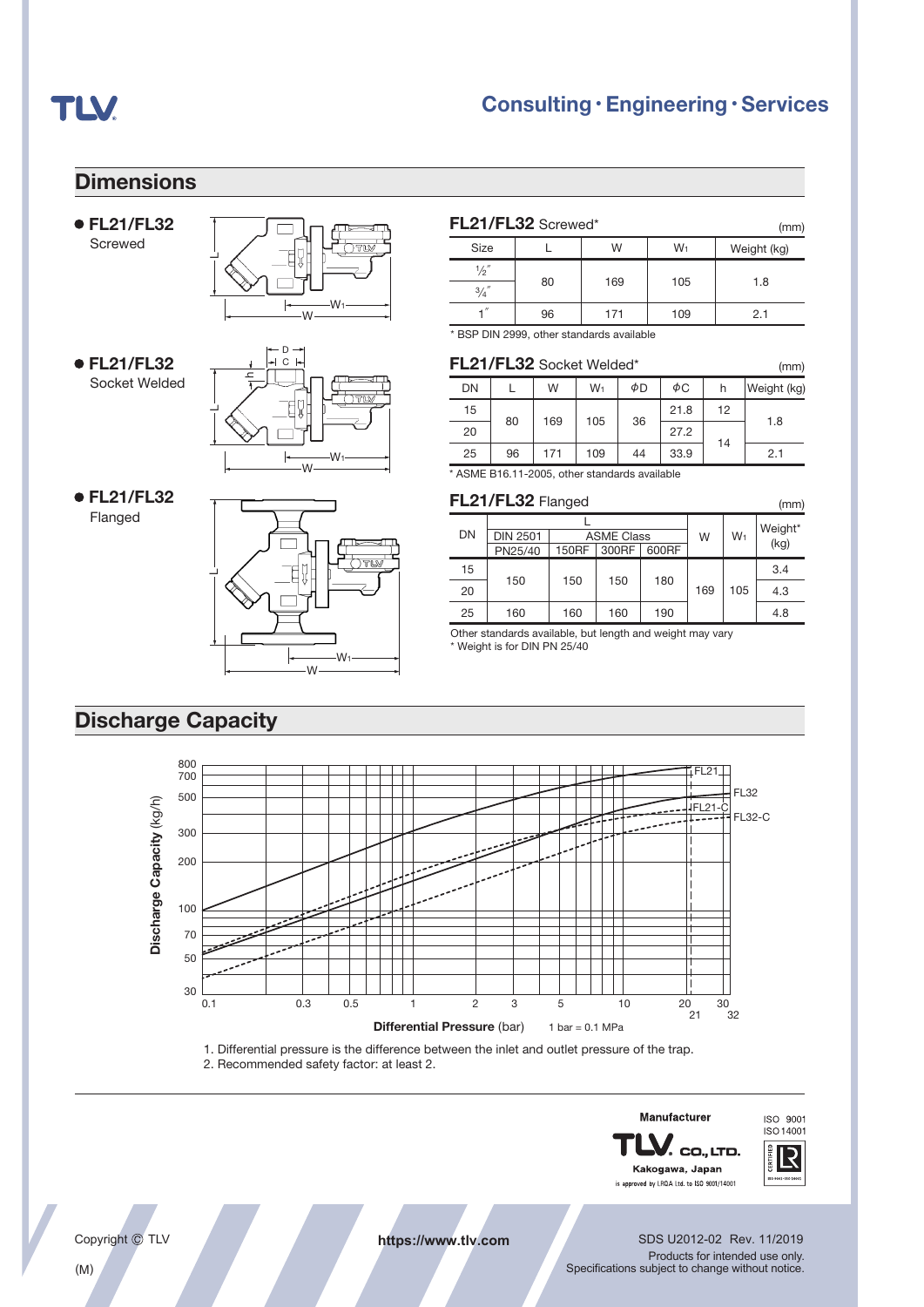## Dimensions

- **FL21/FL32**
  Screwed

- **FL21/FL32**
  Socket Welded

- **FL21/FL32**
  Flanged

**FL21/FL32** Screwed* (mm)

| Size | L | W | W1 | Weight (kg) |
|---|---|---|---|---|
| ½" | 80 | 169 | 105 | 1.8 |
| ¾" | | | | |
| 1" | 96 | 171 | 109 | 2.1 |

\* BSP DIN 2999, other standards available

**FL21/FL32** Socket Welded* (mm)

| DN | L | W | W1 | ϕD | ϕC | h | Weight (kg) |
|---|---|---|---|---|---|---|---|
| 15 | 80 | 169 | 105 | 36 | 21.8 | 12 | 1.8 |
| 20 | | | | | 27.2 | 14 | |
| 25 | 96 | 171 | 109 | 44 | 33.9 | | 2.1 |

\* ASME B16.11-2005, other standards available

**FL21/FL32** Flanged (mm)

| DN | L | | | | W | W1 | Weight* (kg) |
|---|---|---|---|---|---|---|---|
| | DIN 2501 | ASME Class | | | | | |
| | PN25/40 | 150RF | 300RF | 600RF | | | |
| 15 | 150 | 150 | 150 | 180 | 169 | 105 | 3.4 |
| 20 | | | | | | | 4.3 |
| 25 | 160 | 160 | 160 | 190 | | | 4.8 |

Other standards available, but length and weight may vary
\* Weight is for DIN PN 25/40

## Discharge Capacity

Discharge Capacity (kg/h)
800
700
500
300
200
100
70
50
30
0.1
0.3
0.5
1
2
3
5
10
20
21
30
32
FL21
FL32
FL21-C
FL32-C
**Differential Pressure** (bar) 1 bar = 0.1 MPa

1. Differential pressure is the difference between the inlet and outlet pressure of the trap.
2. Recommended safety factor: at least 2.

Manufacturer
TLV. CO., LTD.
Kakogawa, Japan
is approved by LRQA Ltd. to ISO 9001/14001
ISO 9001
ISO 14001

Copyright © TLV
(M)
https://www.tlv.com
SDS U2012-02 Rev. 11/2019
Products for intended use only.
Specifications subject to change without notice.